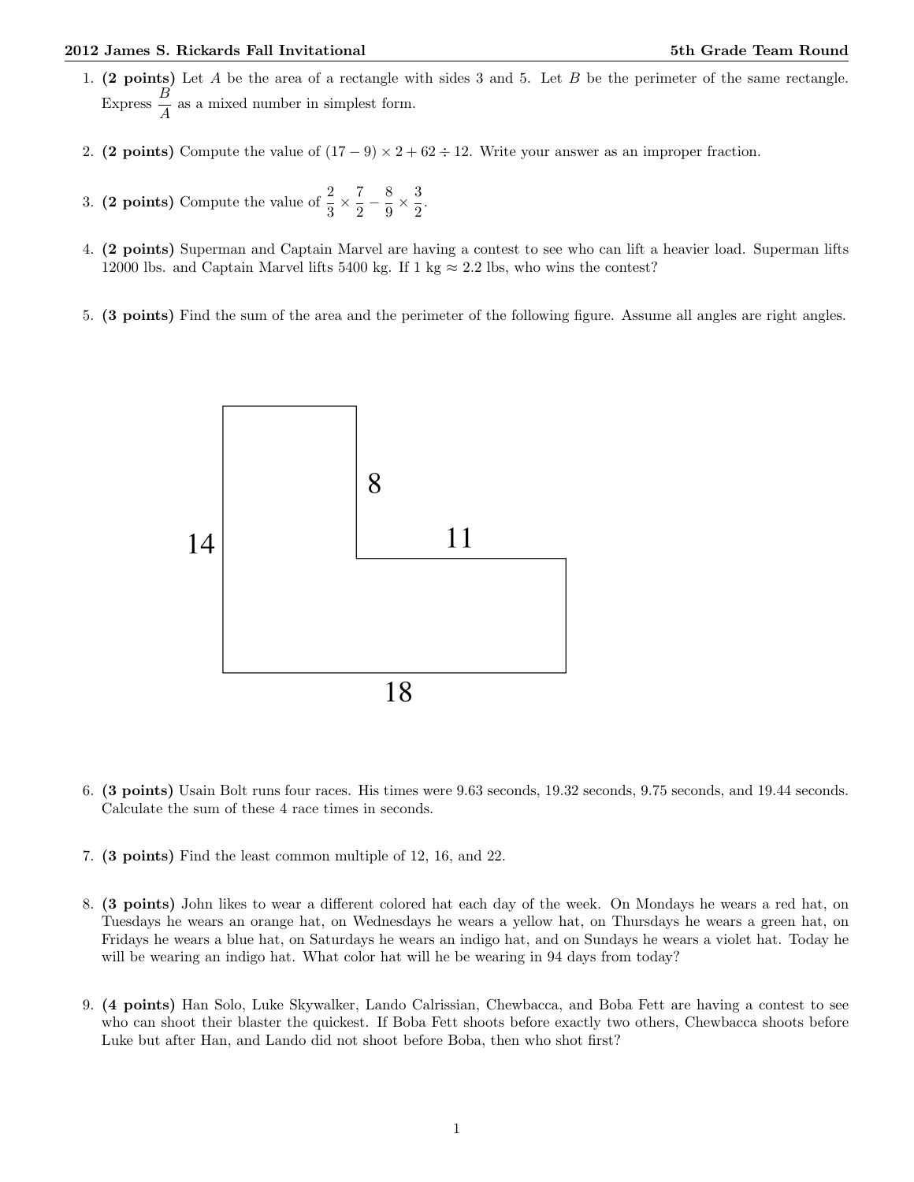1. **(2 points)** Let $A$ be the area of a rectangle with sides 3 and 5. Let $B$ be the perimeter of the same rectangle. Express $\frac{B}{A}$ as a mixed number in simplest form.

2. **(2 points)** Compute the value of $(17 - 9) \times 2 + 62 \div 12$. Write your answer as an improper fraction.

3. **(2 points)** Compute the value of $\frac{2}{3} \times \frac{7}{2} - \frac{8}{9} \times \frac{3}{2}$.

4. **(2 points)** Superman and Captain Marvel are having a contest to see who can lift a heavier load. Superman lifts 12000 lbs. and Captain Marvel lifts 5400 kg. If 1 kg $\approx$ 2.2 lbs, who wins the contest?

5. **(3 points)** Find the sum of the area and the perimeter of the following figure. Assume all angles are right angles.

   (Figure labels: 14, 8, 11, 18)

6. **(3 points)** Usain Bolt runs four races. His times were 9.63 seconds, 19.32 seconds, 9.75 seconds, and 19.44 seconds. Calculate the sum of these 4 race times in seconds.

7. **(3 points)** Find the least common multiple of 12, 16, and 22.

8. **(3 points)** John likes to wear a different colored hat each day of the week. On Mondays he wears a red hat, on Tuesdays he wears an orange hat, on Wednesdays he wears a yellow hat, on Thursdays he wears a green hat, on Fridays he wears a blue hat, on Saturdays he wears an indigo hat, and on Sundays he wears a violet hat. Today he will be wearing an indigo hat. What color hat will he be wearing in 94 days from today?

9. **(4 points)** Han Solo, Luke Skywalker, Lando Calrissian, Chewbacca, and Boba Fett are having a contest to see who can shoot their blaster the quickest. If Boba Fett shoots before exactly two others, Chewbacca shoots before Luke but after Han, and Lando did not shoot before Boba, then who shot first?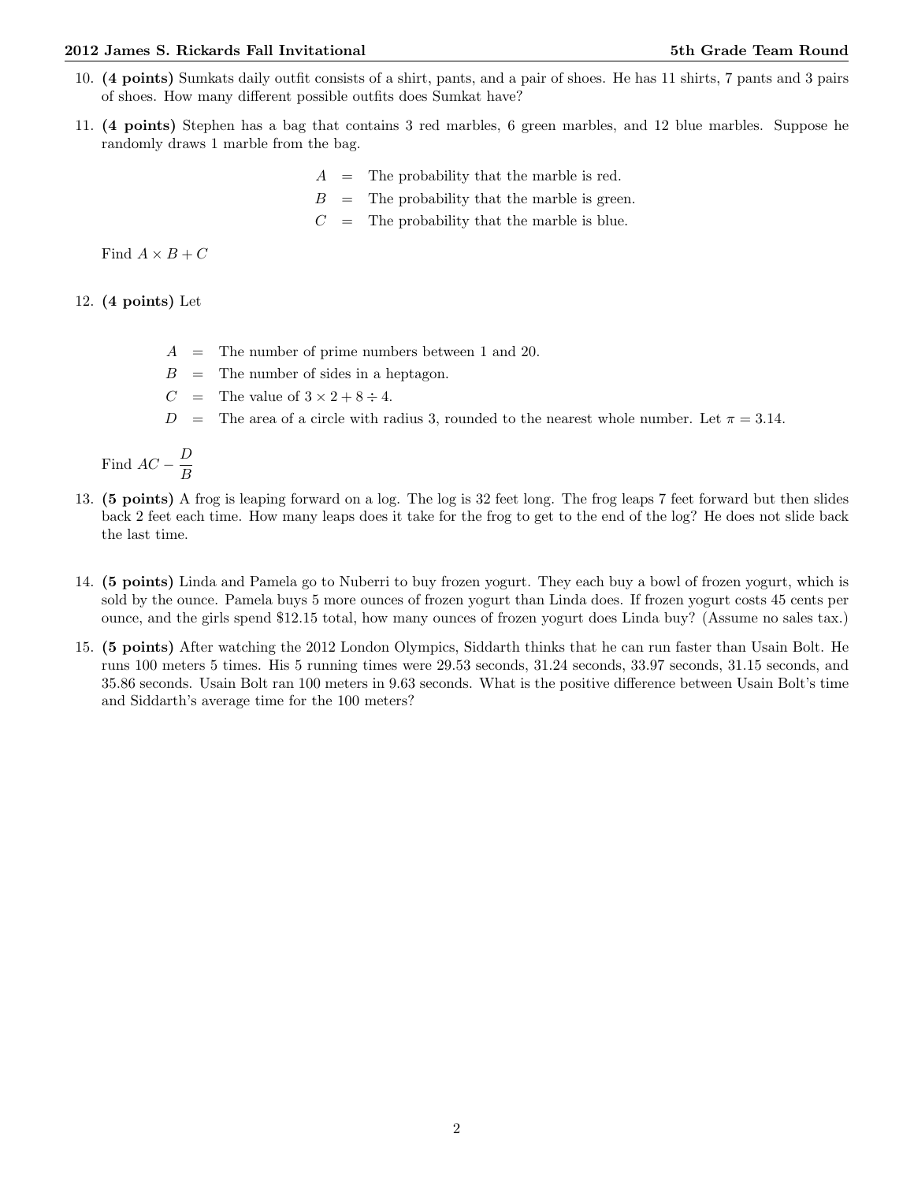10. **(4 points)** Sumkats daily outfit consists of a shirt, pants, and a pair of shoes. He has 11 shirts, 7 pants and 3 pairs of shoes. How many different possible outfits does Sumkat have?

11. **(4 points)** Stephen has a bag that contains 3 red marbles, 6 green marbles, and 12 blue marbles. Suppose he randomly draws 1 marble from the bag.

$$\begin{aligned} A &= \text{The probability that the marble is red.} \\ B &= \text{The probability that the marble is green.} \\ C &= \text{The probability that the marble is blue.} \end{aligned}$$

Find $A \times B + C$

12. **(4 points)** Let

$$\begin{aligned} A &= \text{The number of prime numbers between 1 and 20.} \\ B &= \text{The number of sides in a heptagon.} \\ C &= \text{The value of } 3 \times 2 + 8 \div 4. \\ D &= \text{The area of a circle with radius 3, rounded to the nearest whole number. Let } \pi = 3.14. \end{aligned}$$

Find $AC - \dfrac{D}{B}$

13. **(5 points)** A frog is leaping forward on a log. The log is 32 feet long. The frog leaps 7 feet forward but then slides back 2 feet each time. How many leaps does it take for the frog to get to the end of the log? He does not slide back the last time.

14. **(5 points)** Linda and Pamela go to Nuberri to buy frozen yogurt. They each buy a bowl of frozen yogurt, which is sold by the ounce. Pamela buys 5 more ounces of frozen yogurt than Linda does. If frozen yogurt costs 45 cents per ounce, and the girls spend $12.15 total, how many ounces of frozen yogurt does Linda buy? (Assume no sales tax.)

15. **(5 points)** After watching the 2012 London Olympics, Siddarth thinks that he can run faster than Usain Bolt. He runs 100 meters 5 times. His 5 running times were 29.53 seconds, 31.24 seconds, 33.97 seconds, 31.15 seconds, and 35.86 seconds. Usain Bolt ran 100 meters in 9.63 seconds. What is the positive difference between Usain Bolt's time and Siddarth's average time for the 100 meters?